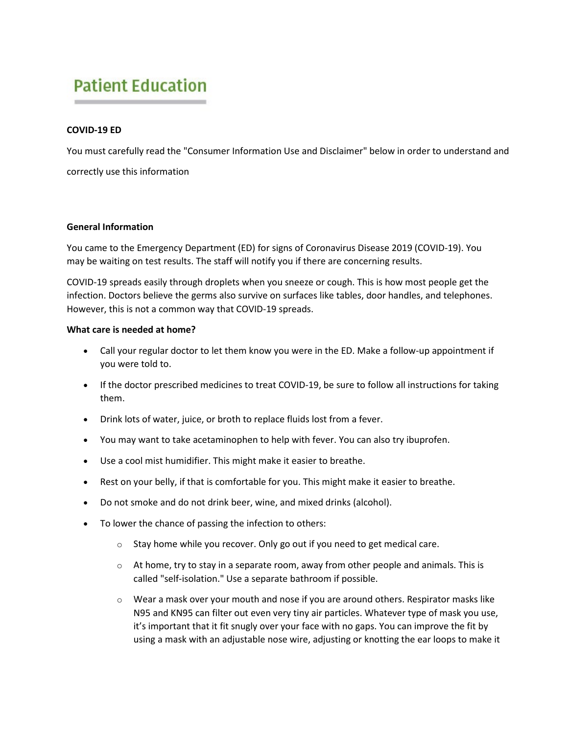# Patient Education

**COVID-19 ED**

You must carefully read the "Consumer Information Use and Disclaimer" below in order to understand and correctly use this information

## General Information

You came to the Emergency Department (ED) for signs of Coronavirus Disease 2019 (COVID-19). You may be waiting on test results. The staff will notify you if there are concerning results.

COVID-19 spreads easily through droplets when you sneeze or cough. This is how most people get the infection. Doctors believe the germs also survive on surfaces like tables, door handles, and telephones. However, this is not a common way that COVID-19 spreads.

## What care is needed at home?

- Call your regular doctor to let them know you were in the ED. Make a follow-up appointment if you were told to.
- If the doctor prescribed medicines to treat COVID-19, be sure to follow all instructions for taking them.
- Drink lots of water, juice, or broth to replace fluids lost from a fever.
- You may want to take acetaminophen to help with fever. You can also try ibuprofen.
- Use a cool mist humidifier. This might make it easier to breathe.
- Rest on your belly, if that is comfortable for you. This might make it easier to breathe.
- Do not smoke and do not drink beer, wine, and mixed drinks (alcohol).
- To lower the chance of passing the infection to others:
    - Stay home while you recover. Only go out if you need to get medical care.
    - At home, try to stay in a separate room, away from other people and animals. This is called "self-isolation." Use a separate bathroom if possible.
    - Wear a mask over your mouth and nose if you are around others. Respirator masks like N95 and KN95 can filter out even very tiny air particles. Whatever type of mask you use, it's important that it fit snugly over your face with no gaps. You can improve the fit by using a mask with an adjustable nose wire, adjusting or knotting the ear loops to make it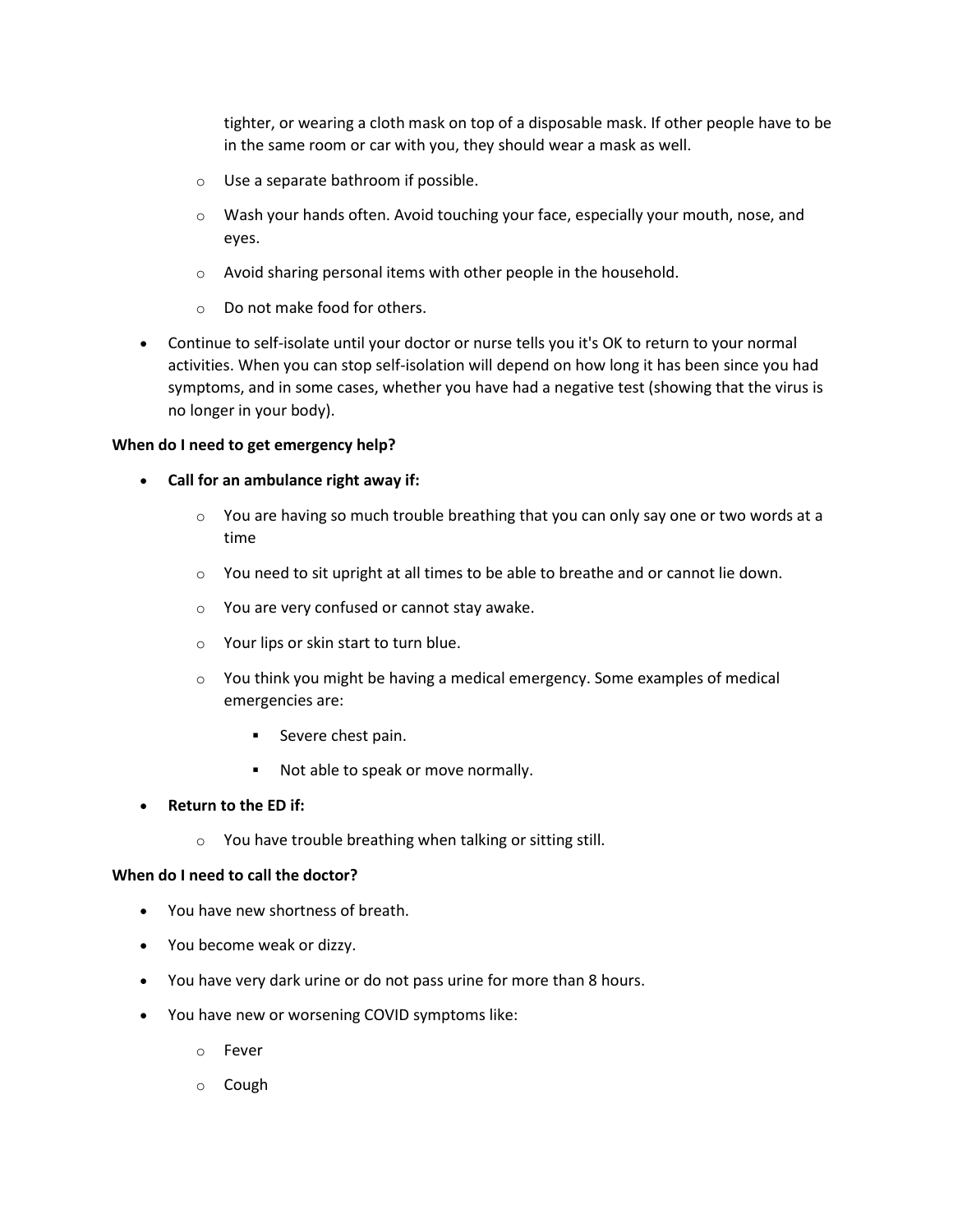tighter, or wearing a cloth mask on top of a disposable mask. If other people have to be in the same room or car with you, they should wear a mask as well.

- Use a separate bathroom if possible.
- Wash your hands often. Avoid touching your face, especially your mouth, nose, and eyes.
- Avoid sharing personal items with other people in the household.
- Do not make food for others.

- Continue to self-isolate until your doctor or nurse tells you it's OK to return to your normal activities. When you can stop self-isolation will depend on how long it has been since you had symptoms, and in some cases, whether you have had a negative test (showing that the virus is no longer in your body).

**When do I need to get emergency help?**

- **Call for an ambulance right away if:**
  - You are having so much trouble breathing that you can only say one or two words at a time
  - You need to sit upright at all times to be able to breathe and or cannot lie down.
  - You are very confused or cannot stay awake.
  - Your lips or skin start to turn blue.
  - You think you might be having a medical emergency. Some examples of medical emergencies are:
    - Severe chest pain.
    - Not able to speak or move normally.
- **Return to the ED if:**
  - You have trouble breathing when talking or sitting still.

**When do I need to call the doctor?**

- You have new shortness of breath.
- You become weak or dizzy.
- You have very dark urine or do not pass urine for more than 8 hours.
- You have new or worsening COVID symptoms like:
  - Fever
  - Cough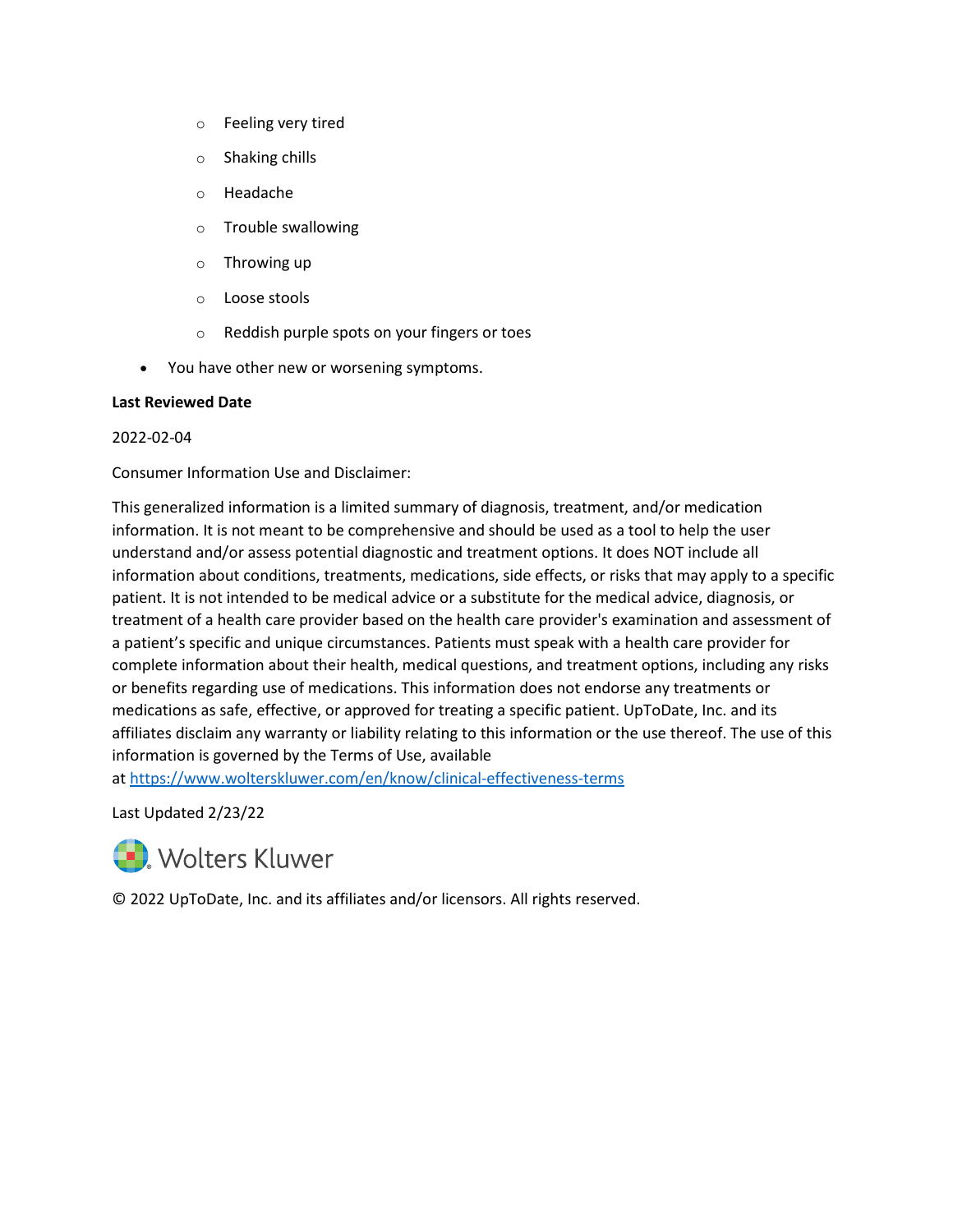- Feeling very tired
  - Shaking chills
  - Headache
  - Trouble swallowing
  - Throwing up
  - Loose stools
  - Reddish purple spots on your fingers or toes
- You have other new or worsening symptoms.

**Last Reviewed Date**

2022-02-04

Consumer Information Use and Disclaimer:

This generalized information is a limited summary of diagnosis, treatment, and/or medication information. It is not meant to be comprehensive and should be used as a tool to help the user understand and/or assess potential diagnostic and treatment options. It does NOT include all information about conditions, treatments, medications, side effects, or risks that may apply to a specific patient. It is not intended to be medical advice or a substitute for the medical advice, diagnosis, or treatment of a health care provider based on the health care provider's examination and assessment of a patient's specific and unique circumstances. Patients must speak with a health care provider for complete information about their health, medical questions, and treatment options, including any risks or benefits regarding use of medications. This information does not endorse any treatments or medications as safe, effective, or approved for treating a specific patient. UpToDate, Inc. and its affiliates disclaim any warranty or liability relating to this information or the use thereof. The use of this information is governed by the Terms of Use, available at https://www.wolterskluwer.com/en/know/clinical-effectiveness-terms

Last Updated 2/23/22

Wolters Kluwer

© 2022 UpToDate, Inc. and its affiliates and/or licensors. All rights reserved.